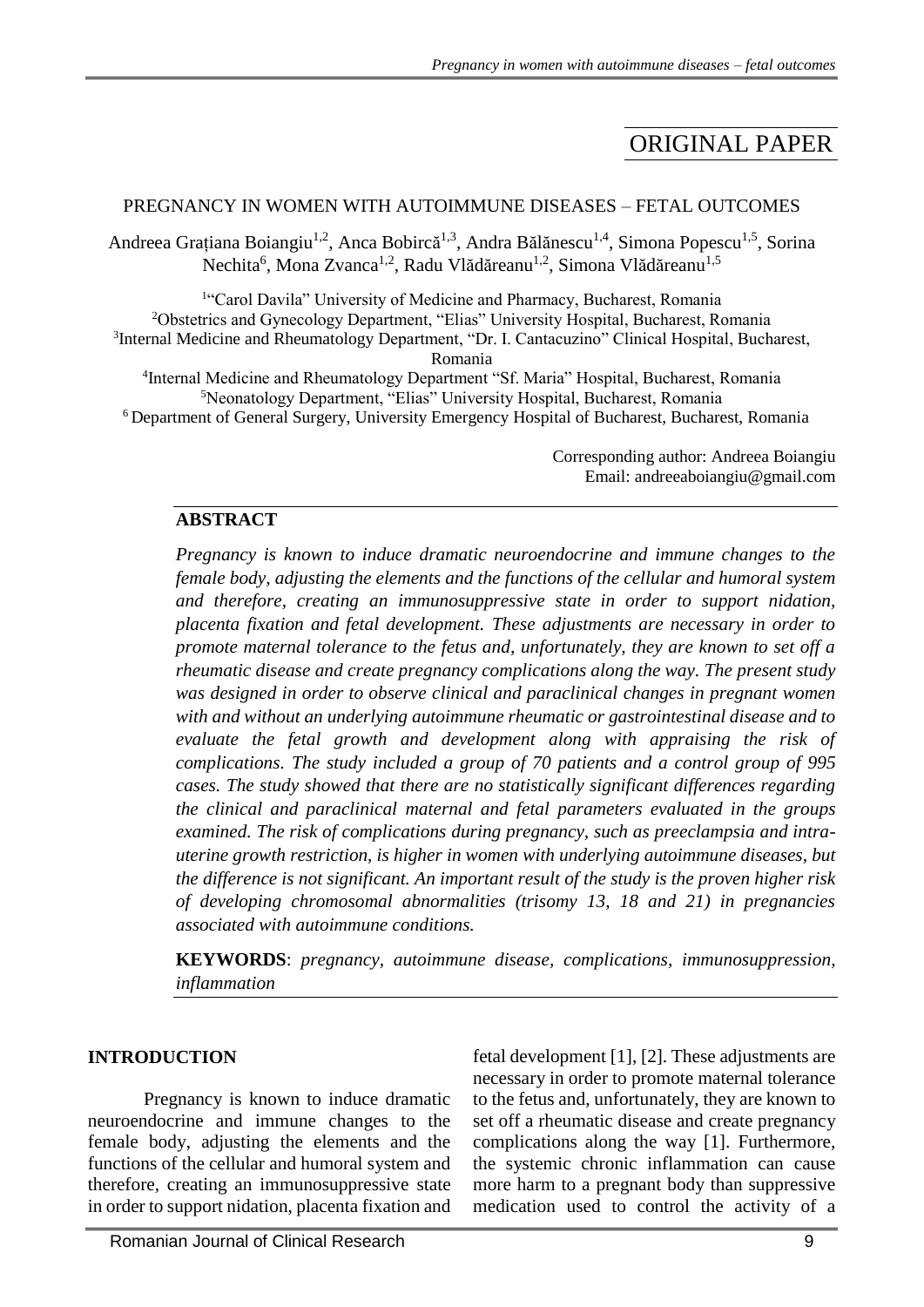ORIGINAL PAPER

# PREGNANCY IN WOMEN WITH AUTOIMMUNE DISEASES – FETAL OUTCOMES

Andreea Grațiana Boiangiu[1,2], Anca Bobircă[1,3], Andra Bălănescu[1,4], Simona Popescu[1,5], Sorina Nechita[6], Mona Zvanca[1,2], Radu Vlădăreanu[1,2], Simona Vlădăreanu[1,5]

[1]"Carol Davila" University of Medicine and Pharmacy, Bucharest, Romania
[2]Obstetrics and Gynecology Department, "Elias" University Hospital, Bucharest, Romania
[3]Internal Medicine and Rheumatology Department, "Dr. I. Cantacuzino" Clinical Hospital, Bucharest, Romania
[4]Internal Medicine and Rheumatology Department "Sf. Maria" Hospital, Bucharest, Romania
[5]Neonatology Department, "Elias" University Hospital, Bucharest, Romania
[6] Department of General Surgery, University Emergency Hospital of Bucharest, Bucharest, Romania

Corresponding author: Andreea Boiangiu
Email: andreeaboiangiu@gmail.com

## ABSTRACT

*Pregnancy is known to induce dramatic neuroendocrine and immune changes to the female body, adjusting the elements and the functions of the cellular and humoral system and therefore, creating an immunosuppressive state in order to support nidation, placenta fixation and fetal development. These adjustments are necessary in order to promote maternal tolerance to the fetus and, unfortunately, they are known to set off a rheumatic disease and create pregnancy complications along the way. The present study was designed in order to observe clinical and paraclinical changes in pregnant women with and without an underlying autoimmune rheumatic or gastrointestinal disease and to evaluate the fetal growth and development along with appraising the risk of complications. The study included a group of 70 patients and a control group of 995 cases. The study showed that there are no statistically significant differences regarding the clinical and paraclinical maternal and fetal parameters evaluated in the groups examined. The risk of complications during pregnancy, such as preeclampsia and intra-uterine growth restriction, is higher in women with underlying autoimmune diseases, but the difference is not significant. An important result of the study is the proven higher risk of developing chromosomal abnormalities (trisomy 13, 18 and 21) in pregnancies associated with autoimmune conditions.*

**KEYWORDS**: *pregnancy, autoimmune disease, complications, immunosuppression, inflammation*

## INTRODUCTION

Pregnancy is known to induce dramatic neuroendocrine and immune changes to the female body, adjusting the elements and the functions of the cellular and humoral system and therefore, creating an immunosuppressive state in order to support nidation, placenta fixation and fetal development [1], [2]. These adjustments are necessary in order to promote maternal tolerance to the fetus and, unfortunately, they are known to set off a rheumatic disease and create pregnancy complications along the way [1]. Furthermore, the systemic chronic inflammation can cause more harm to a pregnant body than suppressive medication used to control the activity of a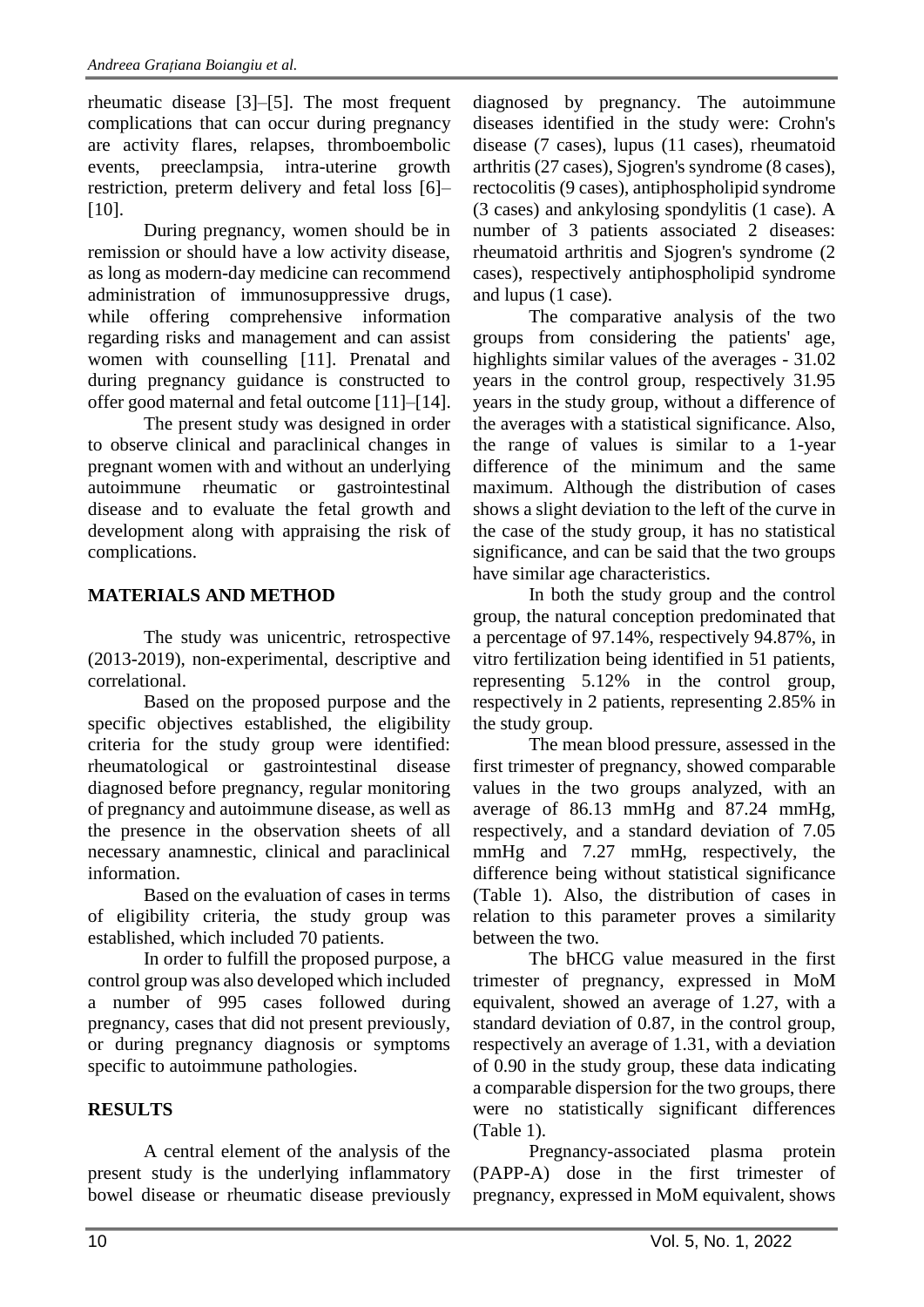rheumatic disease [3]–[5]. The most frequent complications that can occur during pregnancy are activity flares, relapses, thromboembolic events, preeclampsia, intra-uterine growth restriction, preterm delivery and fetal loss [6]–[10].

During pregnancy, women should be in remission or should have a low activity disease, as long as modern-day medicine can recommend administration of immunosuppressive drugs, while offering comprehensive information regarding risks and management and can assist women with counselling [11]. Prenatal and during pregnancy guidance is constructed to offer good maternal and fetal outcome [11]–[14].

The present study was designed in order to observe clinical and paraclinical changes in pregnant women with and without an underlying autoimmune rheumatic or gastrointestinal disease and to evaluate the fetal growth and development along with appraising the risk of complications.

## MATERIALS AND METHOD

The study was unicentric, retrospective (2013-2019), non-experimental, descriptive and correlational.

Based on the proposed purpose and the specific objectives established, the eligibility criteria for the study group were identified: rheumatological or gastrointestinal disease diagnosed before pregnancy, regular monitoring of pregnancy and autoimmune disease, as well as the presence in the observation sheets of all necessary anamnestic, clinical and paraclinical information.

Based on the evaluation of cases in terms of eligibility criteria, the study group was established, which included 70 patients.

In order to fulfill the proposed purpose, a control group was also developed which included a number of 995 cases followed during pregnancy, cases that did not present previously, or during pregnancy diagnosis or symptoms specific to autoimmune pathologies.

## RESULTS

A central element of the analysis of the present study is the underlying inflammatory bowel disease or rheumatic disease previously diagnosed by pregnancy. The autoimmune diseases identified in the study were: Crohn's disease (7 cases), lupus (11 cases), rheumatoid arthritis (27 cases), Sjogren's syndrome (8 cases), rectocolitis (9 cases), antiphospholipid syndrome (3 cases) and ankylosing spondylitis (1 case). A number of 3 patients associated 2 diseases: rheumatoid arthritis and Sjogren's syndrome (2 cases), respectively antiphospholipid syndrome and lupus (1 case).

The comparative analysis of the two groups from considering the patients' age, highlights similar values of the averages - 31.02 years in the control group, respectively 31.95 years in the study group, without a difference of the averages with a statistical significance. Also, the range of values is similar to a 1-year difference of the minimum and the same maximum. Although the distribution of cases shows a slight deviation to the left of the curve in the case of the study group, it has no statistical significance, and can be said that the two groups have similar age characteristics.

In both the study group and the control group, the natural conception predominated that a percentage of 97.14%, respectively 94.87%, in vitro fertilization being identified in 51 patients, representing 5.12% in the control group, respectively in 2 patients, representing 2.85% in the study group.

The mean blood pressure, assessed in the first trimester of pregnancy, showed comparable values in the two groups analyzed, with an average of 86.13 mmHg and 87.24 mmHg, respectively, and a standard deviation of 7.05 mmHg and 7.27 mmHg, respectively, the difference being without statistical significance (Table 1). Also, the distribution of cases in relation to this parameter proves a similarity between the two.

The bHCG value measured in the first trimester of pregnancy, expressed in MoM equivalent, showed an average of 1.27, with a standard deviation of 0.87, in the control group, respectively an average of 1.31, with a deviation of 0.90 in the study group, these data indicating a comparable dispersion for the two groups, there were no statistically significant differences (Table 1).

Pregnancy-associated plasma protein (PAPP-A) dose in the first trimester of pregnancy, expressed in MoM equivalent, shows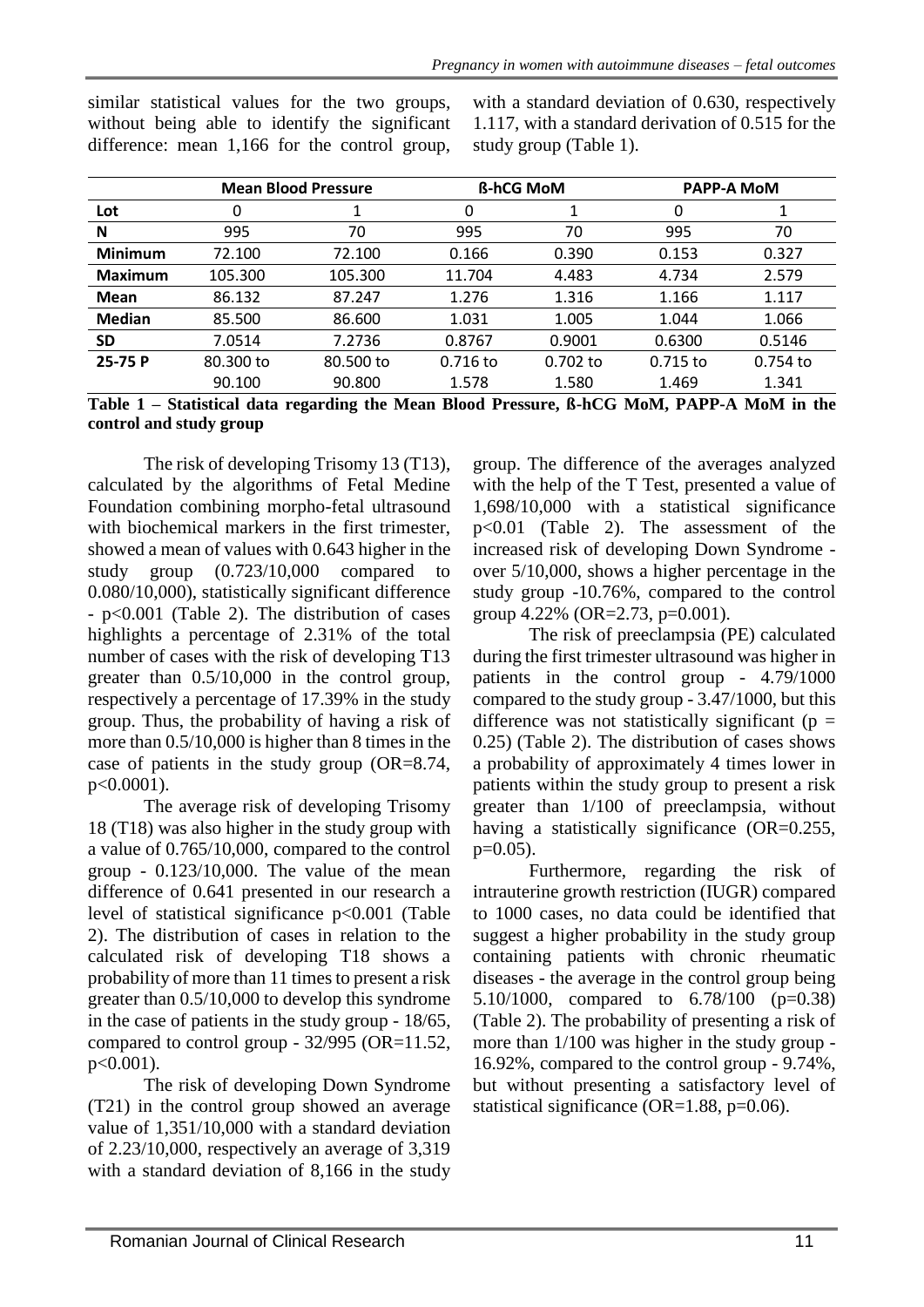similar statistical values for the two groups, without being able to identify the significant difference: mean 1,166 for the control group, with a standard deviation of 0.630, respectively 1.117, with a standard derivation of 0.515 for the study group (Table 1).

| | Mean Blood Pressure | | ß-hCG MoM | | PAPP-A MoM | |
|---|---|---|---|---|---|---|
| **Lot** | 0 | 1 | 0 | 1 | 0 | 1 |
| **N** | 995 | 70 | 995 | 70 | 995 | 70 |
| **Minimum** | 72.100 | 72.100 | 0.166 | 0.390 | 0.153 | 0.327 |
| **Maximum** | 105.300 | 105.300 | 11.704 | 4.483 | 4.734 | 2.579 |
| **Mean** | 86.132 | 87.247 | 1.276 | 1.316 | 1.166 | 1.117 |
| **Median** | 85.500 | 86.600 | 1.031 | 1.005 | 1.044 | 1.066 |
| **SD** | 7.0514 | 7.2736 | 0.8767 | 0.9001 | 0.6300 | 0.5146 |
| **25-75 P** | 80.300 to 90.100 | 80.500 to 90.800 | 0.716 to 1.578 | 0.702 to 1.580 | 0.715 to 1.469 | 0.754 to 1.341 |

**Table 1 – Statistical data regarding the Mean Blood Pressure, ß-hCG MoM, PAPP-A MoM in the control and study group**

The risk of developing Trisomy 13 (T13), calculated by the algorithms of Fetal Medine Foundation combining morpho-fetal ultrasound with biochemical markers in the first trimester, showed a mean of values with 0.643 higher in the study group (0.723/10,000 compared to 0.080/10,000), statistically significant difference - $p<0.001$ (Table 2). The distribution of cases highlights a percentage of 2.31% of the total number of cases with the risk of developing T13 greater than 0.5/10,000 in the control group, respectively a percentage of 17.39% in the study group. Thus, the probability of having a risk of more than 0.5/10,000 is higher than 8 times in the case of patients in the study group (OR=8.74, $p<0.0001$).

The average risk of developing Trisomy 18 (T18) was also higher in the study group with a value of 0.765/10,000, compared to the control group - 0.123/10,000. The value of the mean difference of 0.641 presented in our research a level of statistical significance $p<0.001$ (Table 2). The distribution of cases in relation to the calculated risk of developing T18 shows a probability of more than 11 times to present a risk greater than 0.5/10,000 to develop this syndrome in the case of patients in the study group - 18/65, compared to control group - 32/995 (OR=11.52, $p<0.001$).

The risk of developing Down Syndrome (T21) in the control group showed an average value of 1,351/10,000 with a standard deviation of 2.23/10,000, respectively an average of 3,319 with a standard deviation of 8,166 in the study group. The difference of the averages analyzed with the help of the T Test, presented a value of 1,698/10,000 with a statistical significance $p<0.01$ (Table 2). The assessment of the increased risk of developing Down Syndrome - over 5/10,000, shows a higher percentage in the study group -10.76%, compared to the control group 4.22% (OR=2.73, $p=0.001$).

The risk of preeclampsia (PE) calculated during the first trimester ultrasound was higher in patients in the control group - 4.79/1000 compared to the study group - 3.47/1000, but this difference was not statistically significant ($p = 0.25$) (Table 2). The distribution of cases shows a probability of approximately 4 times lower in patients within the study group to present a risk greater than 1/100 of preeclampsia, without having a statistically significance (OR=0.255, $p=0.05$).

Furthermore, regarding the risk of intrauterine growth restriction (IUGR) compared to 1000 cases, no data could be identified that suggest a higher probability in the study group containing patients with chronic rheumatic diseases - the average in the control group being 5.10/1000, compared to 6.78/100 ($p=0.38$) (Table 2). The probability of presenting a risk of more than 1/100 was higher in the study group - 16.92%, compared to the control group - 9.74%, but without presenting a satisfactory level of statistical significance (OR=1.88, $p=0.06$).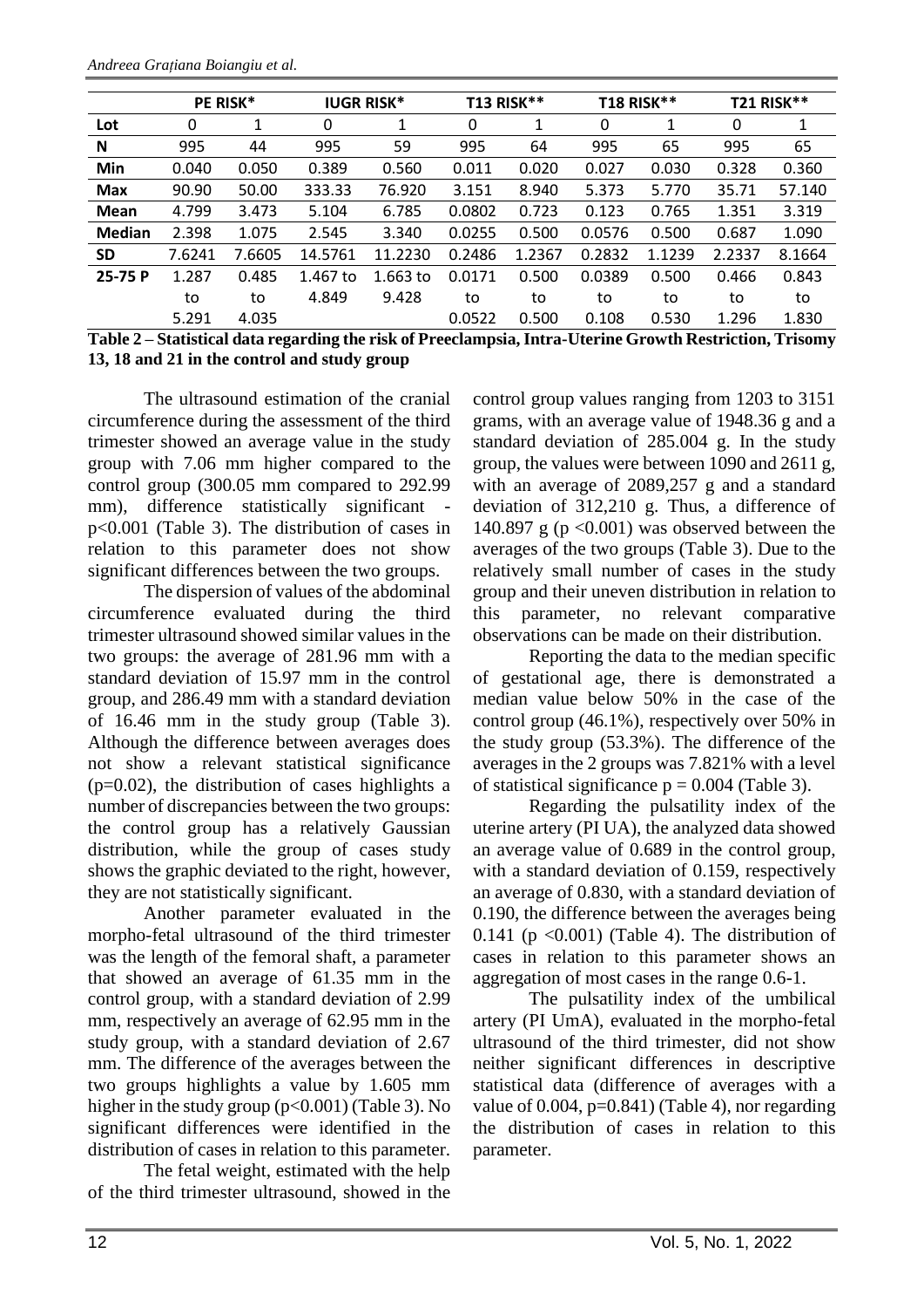| | PE RISK* | | IUGR RISK* | | T13 RISK** | | T18 RISK** | | T21 RISK** | |
|---|---|---|---|---|---|---|---|---|---|---|
| **Lot** | 0 | 1 | 0 | 1 | 0 | 1 | 0 | 1 | 0 | 1 |
| **N** | 995 | 44 | 995 | 59 | 995 | 64 | 995 | 65 | 995 | 65 |
| **Min** | 0.040 | 0.050 | 0.389 | 0.560 | 0.011 | 0.020 | 0.027 | 0.030 | 0.328 | 0.360 |
| **Max** | 90.90 | 50.00 | 333.33 | 76.920 | 3.151 | 8.940 | 5.373 | 5.770 | 35.71 | 57.140 |
| **Mean** | 4.799 | 3.473 | 5.104 | 6.785 | 0.0802 | 0.723 | 0.123 | 0.765 | 1.351 | 3.319 |
| **Median** | 2.398 | 1.075 | 2.545 | 3.340 | 0.0255 | 0.500 | 0.0576 | 0.500 | 0.687 | 1.090 |
| **SD** | 7.6241 | 7.6605 | 14.5761 | 11.2230 | 0.2486 | 1.2367 | 0.2832 | 1.1239 | 2.2337 | 8.1664 |
| **25-75 P** | 1.287 to 5.291 | 0.485 to 4.035 | 1.467 to 4.849 | 1.663 to 9.428 | 0.0171 to 0.0522 | 0.500 to 0.500 | 0.0389 to 0.108 | 0.500 to 0.530 | 0.466 to 1.296 | 0.843 to 1.830 |

**Table 2 – Statistical data regarding the risk of Preeclampsia, Intra-Uterine Growth Restriction, Trisomy 13, 18 and 21 in the control and study group**

The ultrasound estimation of the cranial circumference during the assessment of the third trimester showed an average value in the study group with 7.06 mm higher compared to the control group (300.05 mm compared to 292.99 mm), difference statistically significant - $p<0.001$ (Table 3). The distribution of cases in relation to this parameter does not show significant differences between the two groups.

The dispersion of values of the abdominal circumference evaluated during the third trimester ultrasound showed similar values in the two groups: the average of 281.96 mm with a standard deviation of 15.97 mm in the control group, and 286.49 mm with a standard deviation of 16.46 mm in the study group (Table 3). Although the difference between averages does not show a relevant statistical significance ($p=0.02$), the distribution of cases highlights a number of discrepancies between the two groups: the control group has a relatively Gaussian distribution, while the group of cases study shows the graphic deviated to the right, however, they are not statistically significant.

Another parameter evaluated in the morpho-fetal ultrasound of the third trimester was the length of the femoral shaft, a parameter that showed an average of 61.35 mm in the control group, with a standard deviation of 2.99 mm, respectively an average of 62.95 mm in the study group, with a standard deviation of 2.67 mm. The difference of the averages between the two groups highlights a value by 1.605 mm higher in the study group ($p<0.001$) (Table 3). No significant differences were identified in the distribution of cases in relation to this parameter.

The fetal weight, estimated with the help of the third trimester ultrasound, showed in the control group values ranging from 1203 to 3151 grams, with an average value of 1948.36 g and a standard deviation of 285.004 g. In the study group, the values were between 1090 and 2611 g, with an average of 2089,257 g and a standard deviation of 312,210 g. Thus, a difference of 140.897 g ($p<0.001$) was observed between the averages of the two groups (Table 3). Due to the relatively small number of cases in the study group and their uneven distribution in relation to this parameter, no relevant comparative observations can be made on their distribution.

Reporting the data to the median specific of gestational age, there is demonstrated a median value below 50% in the case of the control group (46.1%), respectively over 50% in the study group (53.3%). The difference of the averages in the 2 groups was 7.821% with a level of statistical significance $p = 0.004$ (Table 3).

Regarding the pulsatility index of the uterine artery (PI UA), the analyzed data showed an average value of 0.689 in the control group, with a standard deviation of 0.159, respectively an average of 0.830, with a standard deviation of 0.190, the difference between the averages being 0.141 ($p<0.001$) (Table 4). The distribution of cases in relation to this parameter shows an aggregation of most cases in the range 0.6-1.

The pulsatility index of the umbilical artery (PI UmA), evaluated in the morpho-fetal ultrasound of the third trimester, did not show neither significant differences in descriptive statistical data (difference of averages with a value of 0.004, $p=0.841$) (Table 4), nor regarding the distribution of cases in relation to this parameter.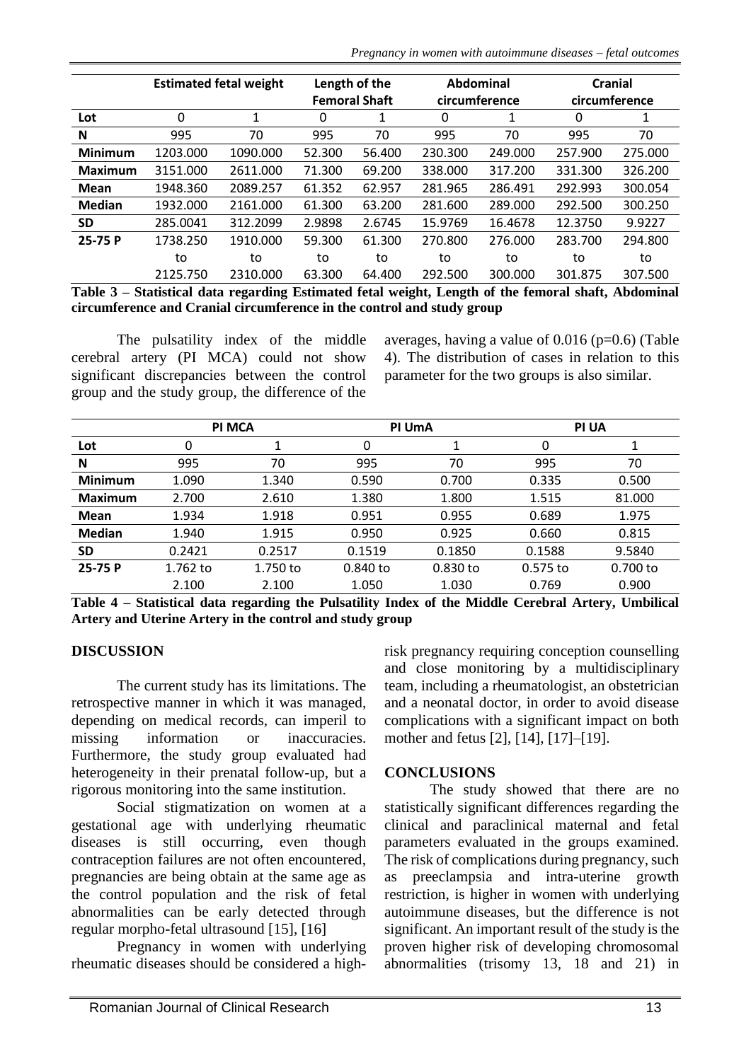| | Estimated fetal weight | | Length of the Femoral Shaft | | Abdominal circumference | | Cranial circumference | |
|---|---|---|---|---|---|---|---|---|
| **Lot** | 0 | 1 | 0 | 1 | 0 | 1 | 0 | 1 |
| **N** | 995 | 70 | 995 | 70 | 995 | 70 | 995 | 70 |
| **Minimum** | 1203.000 | 1090.000 | 52.300 | 56.400 | 230.300 | 249.000 | 257.900 | 275.000 |
| **Maximum** | 3151.000 | 2611.000 | 71.300 | 69.200 | 338.000 | 317.200 | 331.300 | 326.200 |
| **Mean** | 1948.360 | 2089.257 | 61.352 | 62.957 | 281.965 | 286.491 | 292.993 | 300.054 |
| **Median** | 1932.000 | 2161.000 | 61.300 | 63.200 | 281.600 | 289.000 | 292.500 | 300.250 |
| **SD** | 285.0041 | 312.2099 | 2.9898 | 2.6745 | 15.9769 | 16.4678 | 12.3750 | 9.9227 |
| **25-75 P** | 1738.250 to 2125.750 | 1910.000 to 2310.000 | 59.300 to 63.300 | 61.300 to 64.400 | 270.800 to 292.500 | 276.000 to 300.000 | 283.700 to 301.875 | 294.800 to 307.500 |

**Table 3 – Statistical data regarding Estimated fetal weight, Length of the femoral shaft, Abdominal circumference and Cranial circumference in the control and study group**

The pulsatility index of the middle cerebral artery (PI MCA) could not show significant discrepancies between the control group and the study group, the difference of the averages, having a value of 0.016 (p=0.6) (Table 4). The distribution of cases in relation to this parameter for the two groups is also similar.

| | PI MCA | | PI UmA | | PI UA | |
|---|---|---|---|---|---|---|
| **Lot** | 0 | 1 | 0 | 1 | 0 | 1 |
| **N** | 995 | 70 | 995 | 70 | 995 | 70 |
| **Minimum** | 1.090 | 1.340 | 0.590 | 0.700 | 0.335 | 0.500 |
| **Maximum** | 2.700 | 2.610 | 1.380 | 1.800 | 1.515 | 81.000 |
| **Mean** | 1.934 | 1.918 | 0.951 | 0.955 | 0.689 | 1.975 |
| **Median** | 1.940 | 1.915 | 0.950 | 0.925 | 0.660 | 0.815 |
| **SD** | 0.2421 | 0.2517 | 0.1519 | 0.1850 | 0.1588 | 9.5840 |
| **25-75 P** | 1.762 to 2.100 | 1.750 to 2.100 | 0.840 to 1.050 | 0.830 to 1.030 | 0.575 to 0.769 | 0.700 to 0.900 |

**Table 4 – Statistical data regarding the Pulsatility Index of the Middle Cerebral Artery, Umbilical Artery and Uterine Artery in the control and study group**

## DISCUSSION

The current study has its limitations. The retrospective manner in which it was managed, depending on medical records, can imperil to missing information or inaccuracies. Furthermore, the study group evaluated had heterogeneity in their prenatal follow-up, but a rigorous monitoring into the same institution.

Social stigmatization on women at a gestational age with underlying rheumatic diseases is still occurring, even though contraception failures are not often encountered, pregnancies are being obtain at the same age as the control population and the risk of fetal abnormalities can be early detected through regular morpho-fetal ultrasound [15], [16]

Pregnancy in women with underlying rheumatic diseases should be considered a high-risk pregnancy requiring conception counselling and close monitoring by a multidisciplinary team, including a rheumatologist, an obstetrician and a neonatal doctor, in order to avoid disease complications with a significant impact on both mother and fetus [2], [14], [17]–[19].

## CONCLUSIONS

The study showed that there are no statistically significant differences regarding the clinical and paraclinical maternal and fetal parameters evaluated in the groups examined. The risk of complications during pregnancy, such as preeclampsia and intra-uterine growth restriction, is higher in women with underlying autoimmune diseases, but the difference is not significant. An important result of the study is the proven higher risk of developing chromosomal abnormalities (trisomy 13, 18 and 21) in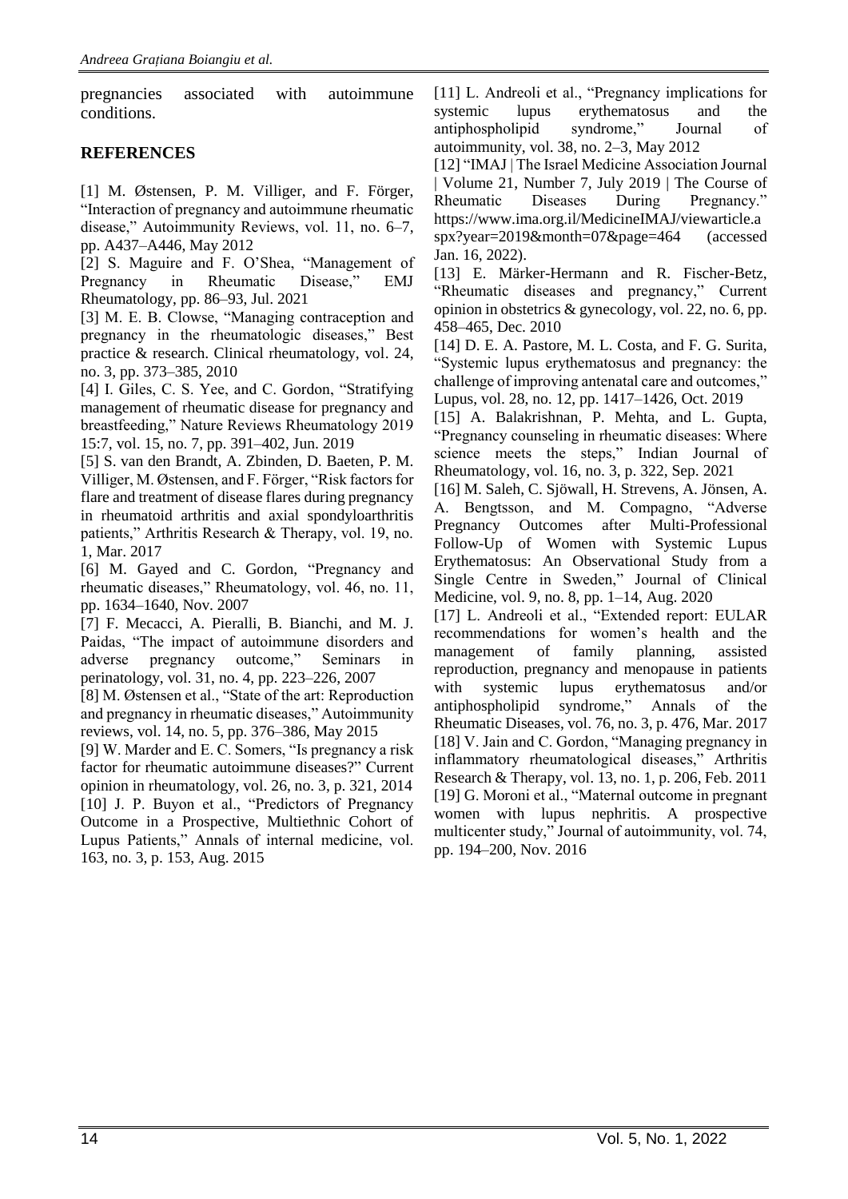pregnancies associated with autoimmune conditions.

## REFERENCES

[1] M. Østensen, P. M. Villiger, and F. Förger, "Interaction of pregnancy and autoimmune rheumatic disease," Autoimmunity Reviews, vol. 11, no. 6–7, pp. A437–A446, May 2012

[2] S. Maguire and F. O'Shea, "Management of Pregnancy in Rheumatic Disease," EMJ Rheumatology, pp. 86–93, Jul. 2021

[3] M. E. B. Clowse, "Managing contraception and pregnancy in the rheumatologic diseases," Best practice & research. Clinical rheumatology, vol. 24, no. 3, pp. 373–385, 2010

[4] I. Giles, C. S. Yee, and C. Gordon, "Stratifying management of rheumatic disease for pregnancy and breastfeeding," Nature Reviews Rheumatology 2019 15:7, vol. 15, no. 7, pp. 391–402, Jun. 2019

[5] S. van den Brandt, A. Zbinden, D. Baeten, P. M. Villiger, M. Østensen, and F. Förger, "Risk factors for flare and treatment of disease flares during pregnancy in rheumatoid arthritis and axial spondyloarthritis patients," Arthritis Research & Therapy, vol. 19, no. 1, Mar. 2017

[6] M. Gayed and C. Gordon, "Pregnancy and rheumatic diseases," Rheumatology, vol. 46, no. 11, pp. 1634–1640, Nov. 2007

[7] F. Mecacci, A. Pieralli, B. Bianchi, and M. J. Paidas, "The impact of autoimmune disorders and adverse pregnancy outcome," Seminars in perinatology, vol. 31, no. 4, pp. 223–226, 2007

[8] M. Østensen et al., "State of the art: Reproduction and pregnancy in rheumatic diseases," Autoimmunity reviews, vol. 14, no. 5, pp. 376–386, May 2015

[9] W. Marder and E. C. Somers, "Is pregnancy a risk factor for rheumatic autoimmune diseases?" Current opinion in rheumatology, vol. 26, no. 3, p. 321, 2014

[10] J. P. Buyon et al., "Predictors of Pregnancy Outcome in a Prospective, Multiethnic Cohort of Lupus Patients," Annals of internal medicine, vol. 163, no. 3, p. 153, Aug. 2015

[11] L. Andreoli et al., "Pregnancy implications for systemic lupus erythematosus and the antiphospholipid syndrome," Journal of autoimmunity, vol. 38, no. 2–3, May 2012

[12] "IMAJ | The Israel Medicine Association Journal | Volume 21, Number 7, July 2019 | The Course of Rheumatic Diseases During Pregnancy." https://www.ima.org.il/MedicineIMAJ/viewarticle.aspx?year=2019&month=07&page=464 (accessed Jan. 16, 2022).

[13] E. Märker-Hermann and R. Fischer-Betz, "Rheumatic diseases and pregnancy," Current opinion in obstetrics & gynecology, vol. 22, no. 6, pp. 458–465, Dec. 2010

[14] D. E. A. Pastore, M. L. Costa, and F. G. Surita, "Systemic lupus erythematosus and pregnancy: the challenge of improving antenatal care and outcomes," Lupus, vol. 28, no. 12, pp. 1417–1426, Oct. 2019

[15] A. Balakrishnan, P. Mehta, and L. Gupta, "Pregnancy counseling in rheumatic diseases: Where science meets the steps," Indian Journal of Rheumatology, vol. 16, no. 3, p. 322, Sep. 2021

[16] M. Saleh, C. Sjöwall, H. Strevens, A. Jönsen, A. A. Bengtsson, and M. Compagno, "Adverse Pregnancy Outcomes after Multi-Professional Follow-Up of Women with Systemic Lupus Erythematosus: An Observational Study from a Single Centre in Sweden," Journal of Clinical Medicine, vol. 9, no. 8, pp. 1–14, Aug. 2020

[17] L. Andreoli et al., "Extended report: EULAR recommendations for women's health and the management of family planning, assisted reproduction, pregnancy and menopause in patients with systemic lupus erythematosus and/or antiphospholipid syndrome," Annals of the Rheumatic Diseases, vol. 76, no. 3, p. 476, Mar. 2017

[18] V. Jain and C. Gordon, "Managing pregnancy in inflammatory rheumatological diseases," Arthritis Research & Therapy, vol. 13, no. 1, p. 206, Feb. 2011

[19] G. Moroni et al., "Maternal outcome in pregnant women with lupus nephritis. A prospective multicenter study," Journal of autoimmunity, vol. 74, pp. 194–200, Nov. 2016